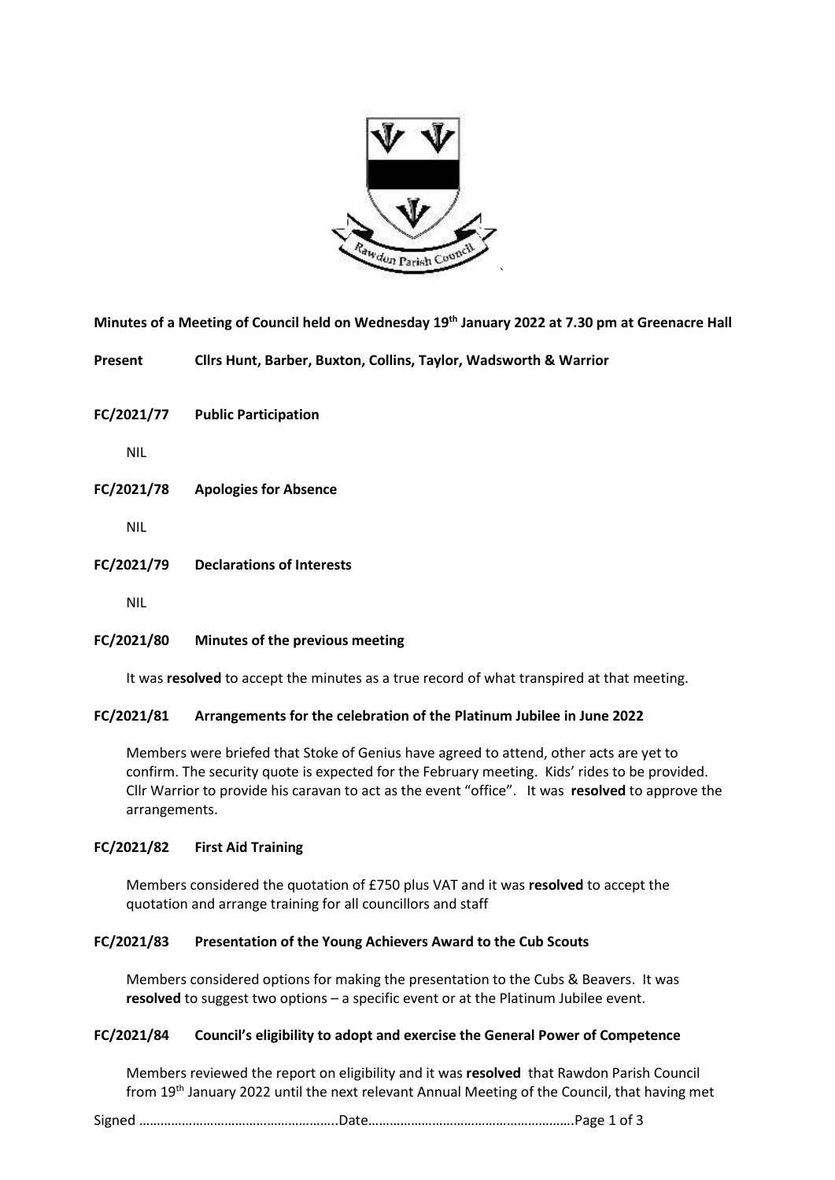**Minutes of a Meeting of Council held on Wednesday 19th January 2022 at 7.30 pm at Greenacre Hall**

**Present** **Cllrs Hunt, Barber, Buxton, Collins, Taylor, Wadsworth & Warrior**

**FC/2021/77 Public Participation**

NIL

**FC/2021/78 Apologies for Absence**

NIL

**FC/2021/79 Declarations of Interests**

NIL

**FC/2021/80 Minutes of the previous meeting**

It was **resolved** to accept the minutes as a true record of what transpired at that meeting.

**FC/2021/81 Arrangements for the celebration of the Platinum Jubilee in June 2022**

Members were briefed that Stoke of Genius have agreed to attend, other acts are yet to confirm. The security quote is expected for the February meeting. Kids' rides to be provided. Cllr Warrior to provide his caravan to act as the event "office". It was **resolved** to approve the arrangements.

**FC/2021/82 First Aid Training**

Members considered the quotation of £750 plus VAT and it was **resolved** to accept the quotation and arrange training for all councillors and staff

**FC/2021/83 Presentation of the Young Achievers Award to the Cub Scouts**

Members considered options for making the presentation to the Cubs & Beavers. It was **resolved** to suggest two options – a specific event or at the Platinum Jubilee event.

**FC/2021/84 Council's eligibility to adopt and exercise the General Power of Competence**

Members reviewed the report on eligibility and it was **resolved** that Rawdon Parish Council from 19th January 2022 until the next relevant Annual Meeting of the Council, that having met

Signed ………………………………………………..Date…………………………………………………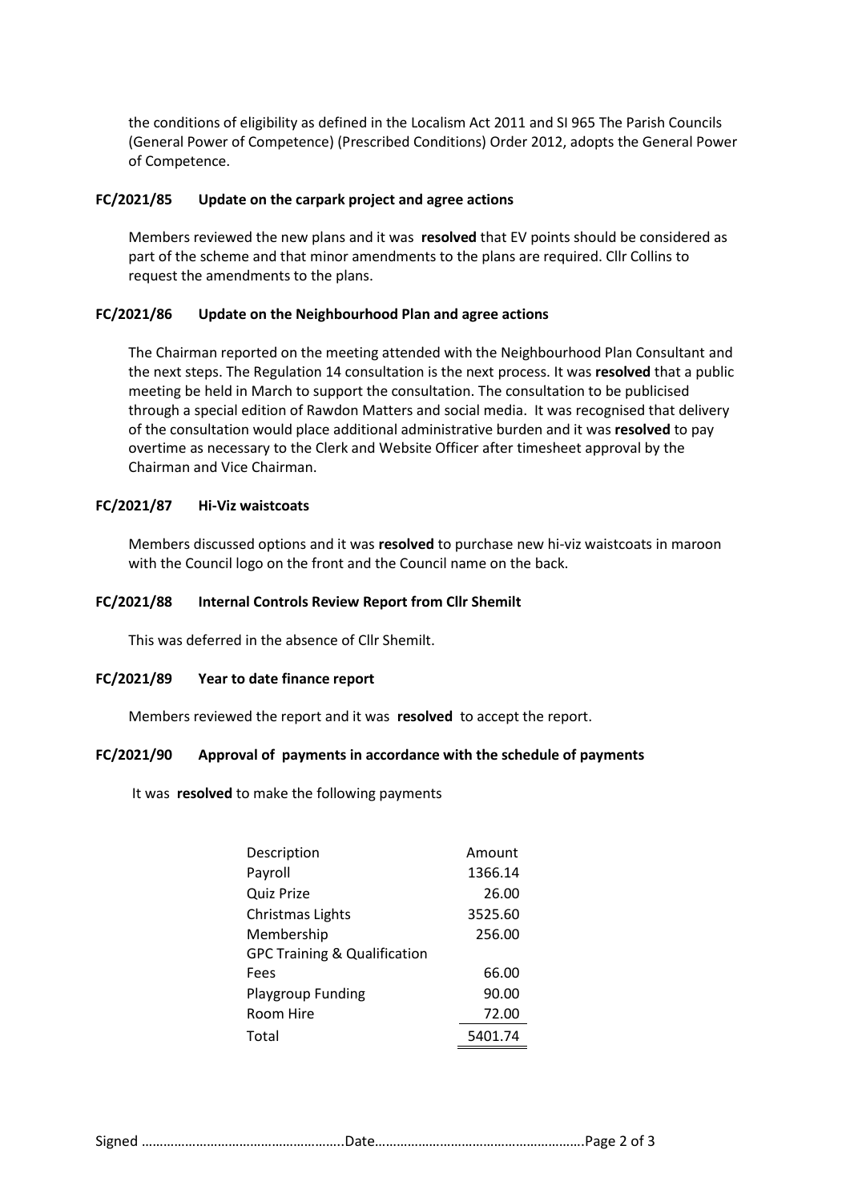the conditions of eligibility as defined in the Localism Act 2011 and SI 965 The Parish Councils (General Power of Competence) (Prescribed Conditions) Order 2012, adopts the General Power of Competence.

**FC/2021/85 Update on the carpark project and agree actions**

Members reviewed the new plans and it was **resolved** that EV points should be considered as part of the scheme and that minor amendments to the plans are required. Cllr Collins to request the amendments to the plans.

**FC/2021/86 Update on the Neighbourhood Plan and agree actions**

The Chairman reported on the meeting attended with the Neighbourhood Plan Consultant and the next steps. The Regulation 14 consultation is the next process. It was **resolved** that a public meeting be held in March to support the consultation. The consultation to be publicised through a special edition of Rawdon Matters and social media. It was recognised that delivery of the consultation would place additional administrative burden and it was **resolved** to pay overtime as necessary to the Clerk and Website Officer after timesheet approval by the Chairman and Vice Chairman.

**FC/2021/87 Hi-Viz waistcoats**

Members discussed options and it was **resolved** to purchase new hi-viz waistcoats in maroon with the Council logo on the front and the Council name on the back.

**FC/2021/88 Internal Controls Review Report from Cllr Shemilt**

This was deferred in the absence of Cllr Shemilt.

**FC/2021/89 Year to date finance report**

Members reviewed the report and it was **resolved** to accept the report.

**FC/2021/90 Approval of payments in accordance with the schedule of payments**

It was **resolved** to make the following payments

| Description | Amount |
| --- | --- |
| Payroll | 1366.14 |
| Quiz Prize | 26.00 |
| Christmas Lights | 3525.60 |
| Membership | 256.00 |
| GPC Training & Qualification Fees | 66.00 |
| Playgroup Funding | 90.00 |
| Room Hire | 72.00 |
| Total | 5401.74 |

Signed ………………………………………………..Date………………………………………………..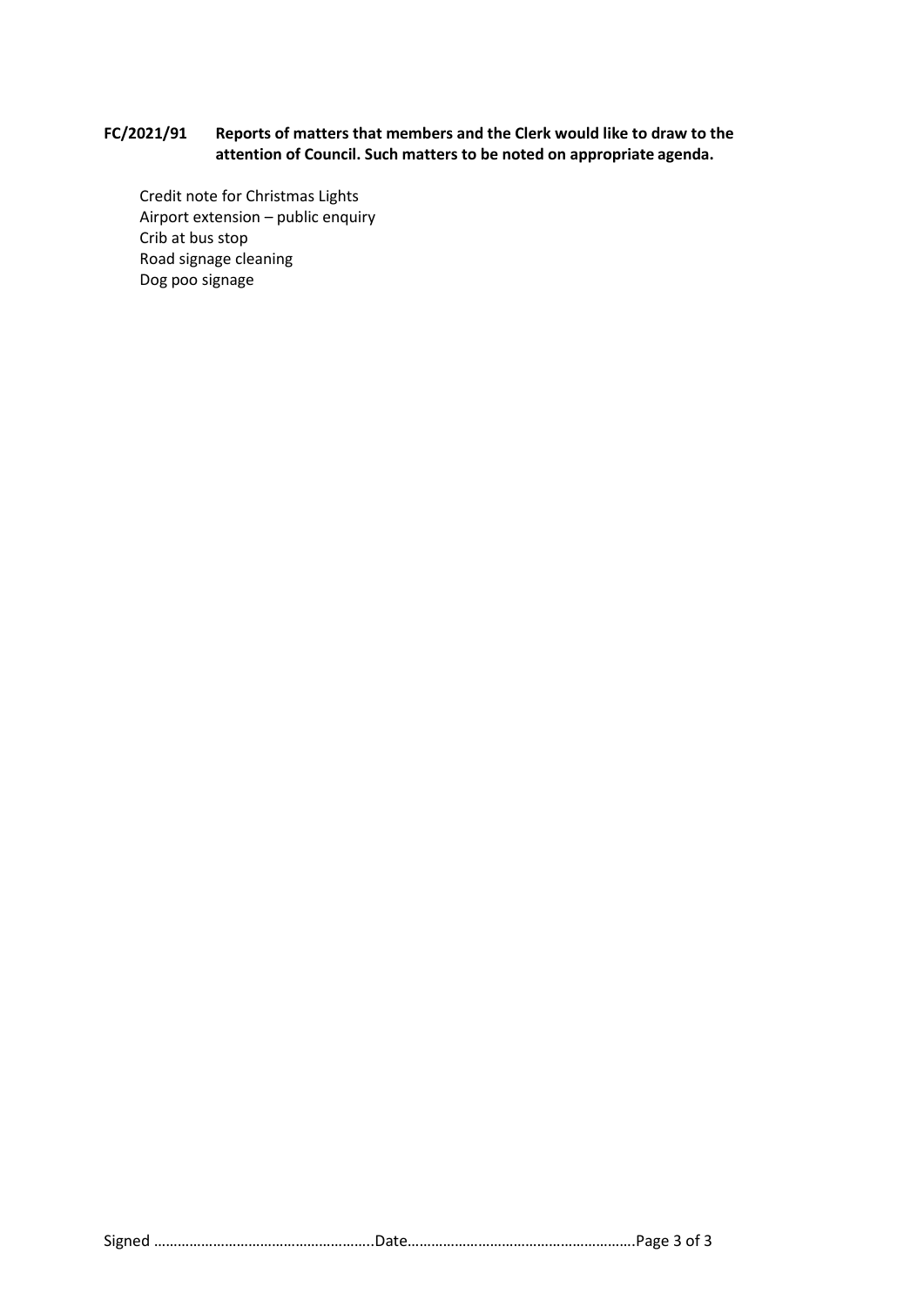**FC/2021/91 Reports of matters that members and the Clerk would like to draw to the attention of Council. Such matters to be noted on appropriate agenda.**

Credit note for Christmas Lights
Airport extension – public enquiry
Crib at bus stop
Road signage cleaning
Dog poo signage

Signed ………………………………………………..Date…………………………………………………